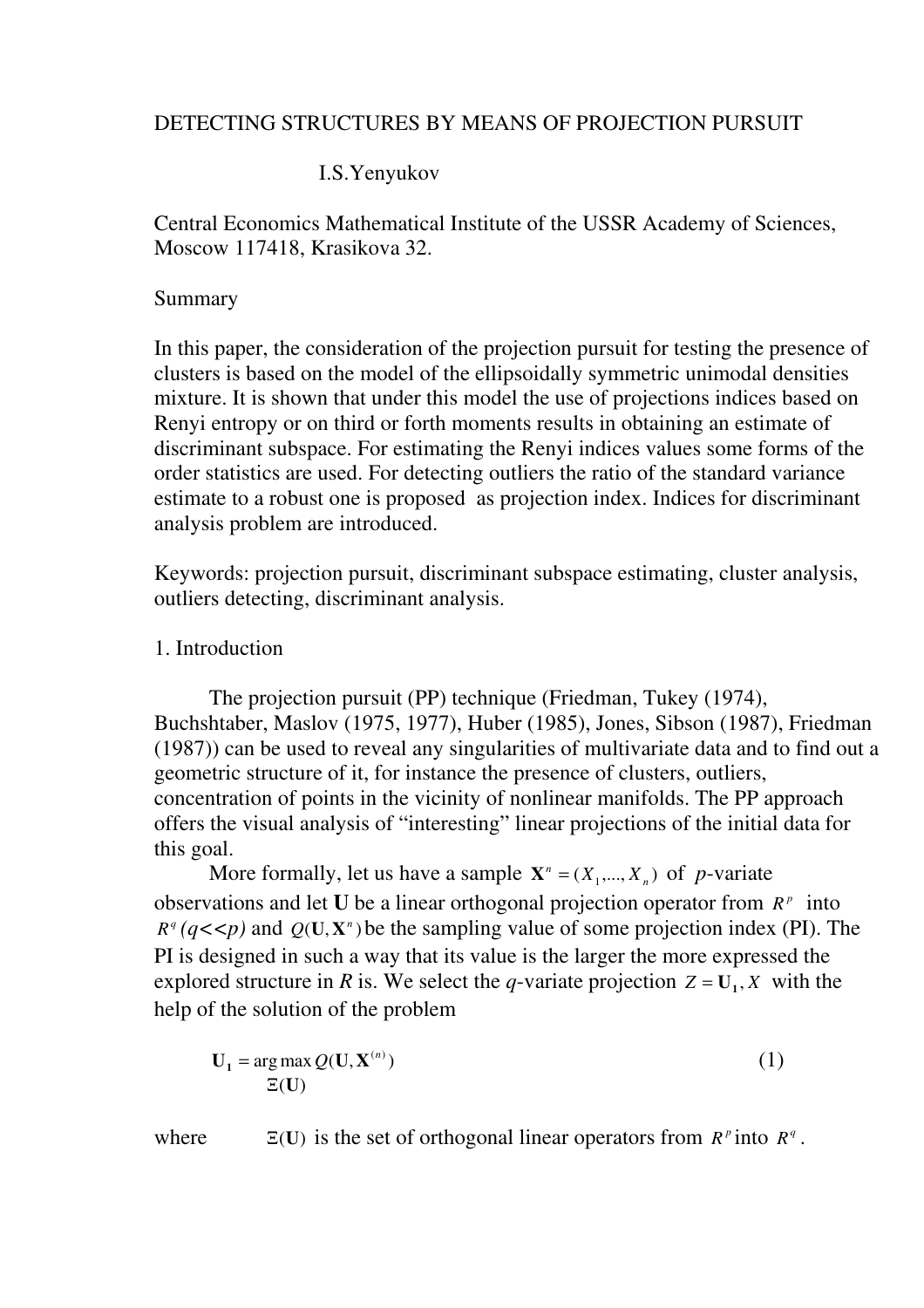# DETECTING STRUCTURES BY MEANS OF PROJECTION PURSUIT

I.S.Yenyukov

Central Economics Mathematical Institute of the USSR Academy of Sciences, Moscow 117418, Krasikova 32.

## Summary

In this paper, the consideration of the projection pursuit for testing the presence of clusters is based on the model of the ellipsoidally symmetric unimodal densities mixture. It is shown that under this model the use of projections indices based on Renyi entropy or on third or forth moments results in obtaining an estimate of discriminant subspace. For estimating the Renyi indices values some forms of the order statistics are used. For detecting outliers the ratio of the standard variance estimate to a robust one is proposed as projection index. Indices for discriminant analysis problem are introduced.

Keywords: projection pursuit, discriminant subspace estimating, cluster analysis, outliers detecting, discriminant analysis.

## 1. Introduction

The projection pursuit (PP) technique (Friedman, Tukey (1974), Buchshtaber, Maslov (1975, 1977), Huber (1985), Jones, Sibson (1987), Friedman (1987)) can be used to reveal any singularities of multivariate data and to find out a geometric structure of it, for instance the presence of clusters, outliers, concentration of points in the vicinity of nonlinear manifolds. The PP approach offers the visual analysis of "interesting" linear projections of the initial data for this goal.

More formally, let us have a sample $\mathbf{X}^n = (X_1,...,X_n)$ of $p$-variate observations and let $\mathbf{U}$ be a linear orthogonal projection operator from $R^p$ into $R^q$ *(q<<p)* and $Q(\mathbf{U},\mathbf{X}^n)$ be the sampling value of some projection index (PI). The PI is designed in such a way that its value is the larger the more expressed the explored structure in *R* is. We select the *q*-variate projection $Z = \mathbf{U_1}, X$ with the help of the solution of the problem

$$\mathbf{U_1} = \underset{\Xi(\mathbf{U})}{\arg\max}\, Q(\mathbf{U},\mathbf{X}^{(n)}) \tag{1}$$

where $\Xi(\mathbf{U})$ is the set of orthogonal linear operators from $R^p$ into $R^q$.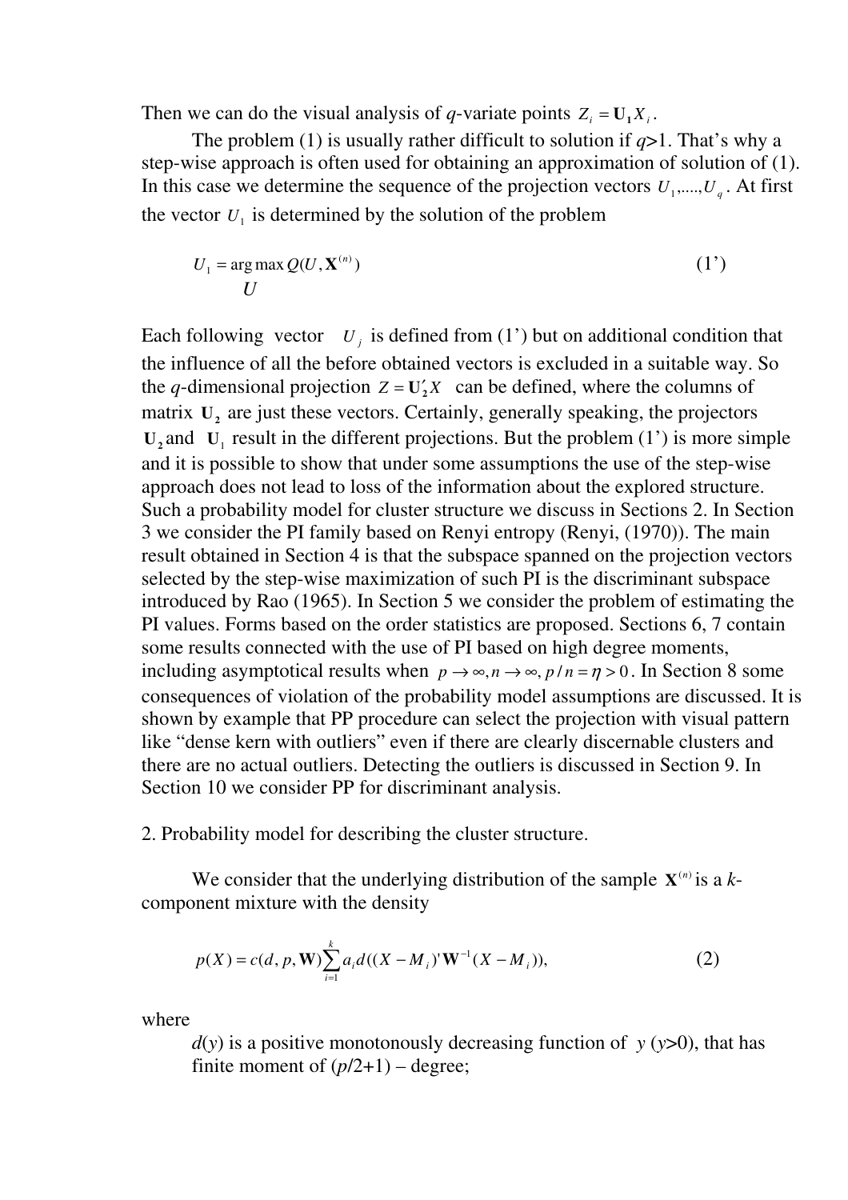Then we can do the visual analysis of $q$-variate points $Z_i = \mathbf{U_1} X_i$.

The problem (1) is usually rather difficult to solution if $q$>1. That's why a step-wise approach is often used for obtaining an approximation of solution of (1). In this case we determine the sequence of the projection vectors $U_1, ...., U_q$. At first the vector $U_1$ is determined by the solution of the problem

$$U_1 = \underset{U}{\arg\max}\, Q(U, \mathbf{X}^{(n)}) \qquad (1')$$

Each following vector $U_j$ is defined from (1') but on additional condition that the influence of all the before obtained vectors is excluded in a suitable way. So the $q$-dimensional projection $Z = \mathbf{U}_2' X$ can be defined, where the columns of matrix $\mathbf{U_2}$ are just these vectors. Certainly, generally speaking, the projectors $\mathbf{U_2}$ and $\mathbf{U}_1$ result in the different projections. But the problem (1') is more simple and it is possible to show that under some assumptions the use of the step-wise approach does not lead to loss of the information about the explored structure. Such a probability model for cluster structure we discuss in Sections 2. In Section 3 we consider the PI family based on Renyi entropy (Renyi, (1970)). The main result obtained in Section 4 is that the subspace spanned on the projection vectors selected by the step-wise maximization of such PI is the discriminant subspace introduced by Rao (1965). In Section 5 we consider the problem of estimating the PI values. Forms based on the order statistics are proposed. Sections 6, 7 contain some results connected with the use of PI based on high degree moments, including asymptotical results when $p \to \infty, n \to \infty, p/n = \eta > 0$. In Section 8 some consequences of violation of the probability model assumptions are discussed. It is shown by example that PP procedure can select the projection with visual pattern like "dense kern with outliers" even if there are clearly discernable clusters and there are no actual outliers. Detecting the outliers is discussed in Section 9. In Section 10 we consider PP for discriminant analysis.

## 2. Probability model for describing the cluster structure.

We consider that the underlying distribution of the sample $\mathbf{X}^{(n)}$ is a $k$-component mixture with the density

$$p(X) = c(d, p, \mathbf{W}) \sum_{i=1}^{k} a_i d((X - M_i)' \mathbf{W}^{-1} (X - M_i)), \qquad (2)$$

where

$d(y)$ is a positive monotonously decreasing function of $y$ ($y$>0), that has finite moment of ($p$/2+1) – degree;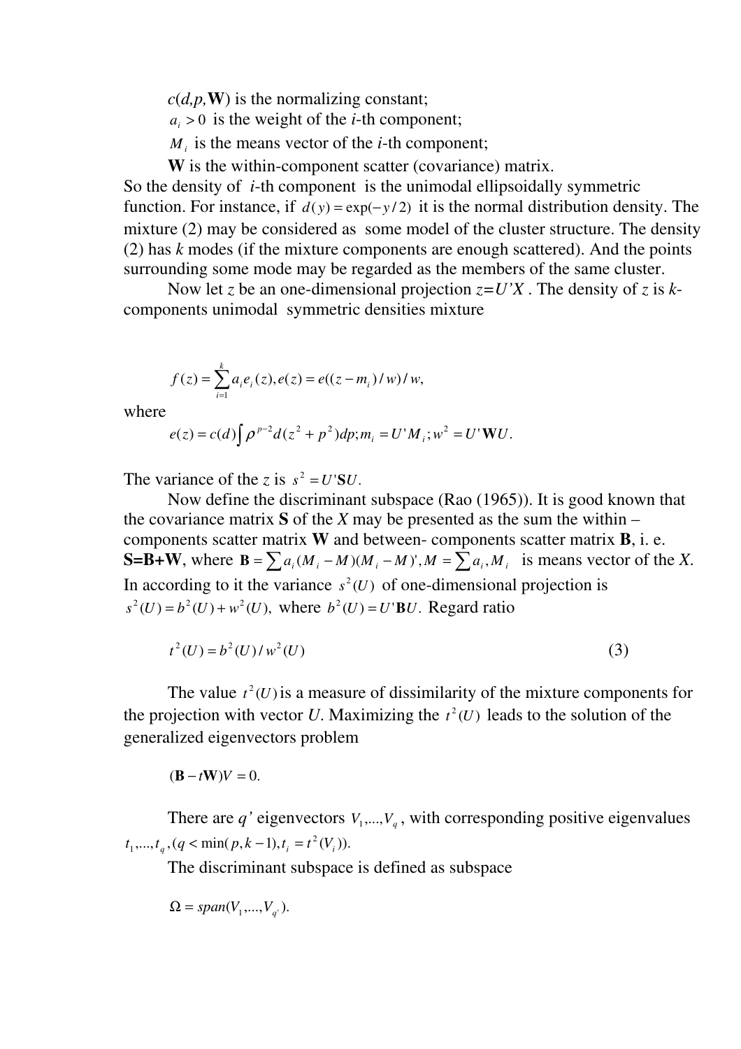$c(d,p,\mathbf{W})$ is the normalizing constant;

$a_i > 0$ is the weight of the *i*-th component;

$M_i$ is the means vector of the *i*-th component;

**W** is the within-component scatter (covariance) matrix.

So the density of *i*-th component is the unimodal ellipsoidally symmetric function. For instance, if $d(y) = \exp(-y/2)$ it is the normal distribution density. The mixture (2) may be considered as some model of the cluster structure. The density (2) has *k* modes (if the mixture components are enough scattered). And the points surrounding some mode may be regarded as the members of the same cluster.

Now let *z* be an one-dimensional projection *z=U'X* . The density of *z* is *k*-components unimodal symmetric densities mixture

$$f(z) = \sum_{i=1}^{k} a_i e_i(z), e(z) = e((z - m_i)/w)/w,$$

where

$$e(z) = c(d)\int \rho^{p-2} d(z^2 + p^2)dp; m_i = U'M_i; w^2 = U'\mathbf{W}U.$$

The variance of the *z* is $s^2 = U'\mathbf{S}U$.

Now define the discriminant subspace (Rao (1965)). It is good known that the covariance matrix **S** of the *X* may be presented as the sum the within – components scatter matrix **W** and between- components scatter matrix **B**, i. e. **S=B+W**, where $\mathbf{B} = \sum a_i (M_i - M)(M_i - M)', M = \sum a_i, M_i$ is means vector of the *X*. In according to it the variance $s^2(U)$ of one-dimensional projection is $s^2(U) = b^2(U) + w^2(U)$, where $b^2(U) = U'\mathbf{B}U$. Regard ratio

$$t^2(U) = b^2(U)/w^2(U) \tag{3}$$

The value $t^2(U)$ is a measure of dissimilarity of the mixture components for the projection with vector *U*. Maximizing the $t^2(U)$ leads to the solution of the generalized eigenvectors problem

$$(\mathbf{B} - t\mathbf{W})V = 0.$$

There are *q'* eigenvectors $V_1,...,V_q$, with corresponding positive eigenvalues $t_1,...,t_q, (q < \min(p, k-1), t_i = t^2(V_i))$.

The discriminant subspace is defined as subspace

$$\Omega = span(V_1,...,V_{q'}).$$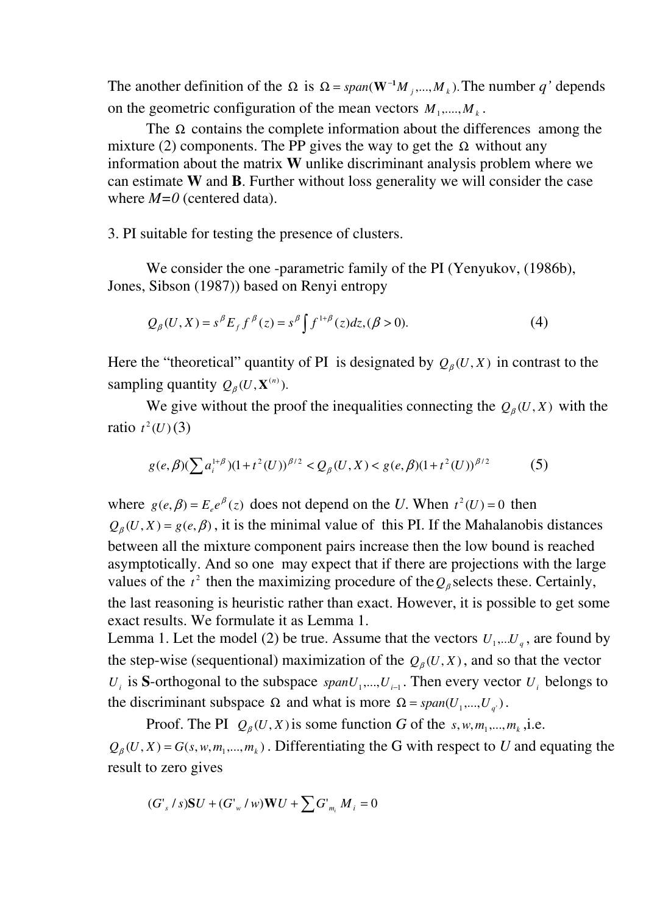The another definition of the $\Omega$ is $\Omega = span(\mathbf{W}^{-1}M_j,...,M_k)$. The number *q'* depends on the geometric configuration of the mean vectors $M_1,....,M_k$.

The $\Omega$ contains the complete information about the differences among the mixture (2) components. The PP gives the way to get the $\Omega$ without any information about the matrix **W** unlike discriminant analysis problem where we can estimate **W** and **B**. Further without loss generality we will consider the case where *M=0* (centered data).

3. PI suitable for testing the presence of clusters.

We consider the one -parametric family of the PI (Yenyukov, (1986b), Jones, Sibson (1987)) based on Renyi entropy

$$Q_\beta(U,X) = s^\beta E_f f^\beta(z) = s^\beta \int f^{1+\beta}(z)dz, (\beta > 0). \tag{4}$$

Here the "theoretical" quantity of PI is designated by $Q_\beta(U,X)$ in contrast to the sampling quantity $Q_\beta(U,\mathbf{X}^{(n)})$.

We give without the proof the inequalities connecting the $Q_\beta(U,X)$ with the ratio $t^2(U)$ (3)

$$g(e,\beta)(\sum a_i^{1+\beta})(1+t^2(U))^{\beta/2} < Q_\beta(U,X) < g(e,\beta)(1+t^2(U))^{\beta/2} \tag{5}$$

where $g(e,\beta) = E_e e^\beta(z)$ does not depend on the *U*. When $t^2(U) = 0$ then $Q_\beta(U,X) = g(e,\beta)$, it is the minimal value of this PI. If the Mahalanobis distances between all the mixture component pairs increase then the low bound is reached asymptotically. And so one may expect that if there are projections with the large values of the $t^2$ then the maximizing procedure of the $Q_\beta$ selects these. Certainly, the last reasoning is heuristic rather than exact. However, it is possible to get some exact results. We formulate it as Lemma 1.

Lemma 1. Let the model (2) be true. Assume that the vectors $U_1,...U_q$, are found by the step-wise (sequentional) maximization of the $Q_\beta(U,X)$, and so that the vector $U_i$ is **S**-orthogonal to the subspace $spanU_1,...,U_{i-1}$. Then every vector $U_i$ belongs to the discriminant subspace $\Omega$ and what is more $\Omega = span(U_1,...,U_{q'})$.

Proof. The PI $Q_\beta(U,X)$ is some function *G* of the $s,w,m_1,...,m_k$, i.e. $Q_\beta(U,X) = G(s,w,m_1,...,m_k)$. Differentiating the G with respect to *U* and equating the result to zero gives

$$(G'_s/s)\mathbf{S}U + (G'_w/w)\mathbf{W}U + \sum G'_{m_i} M_i = 0$$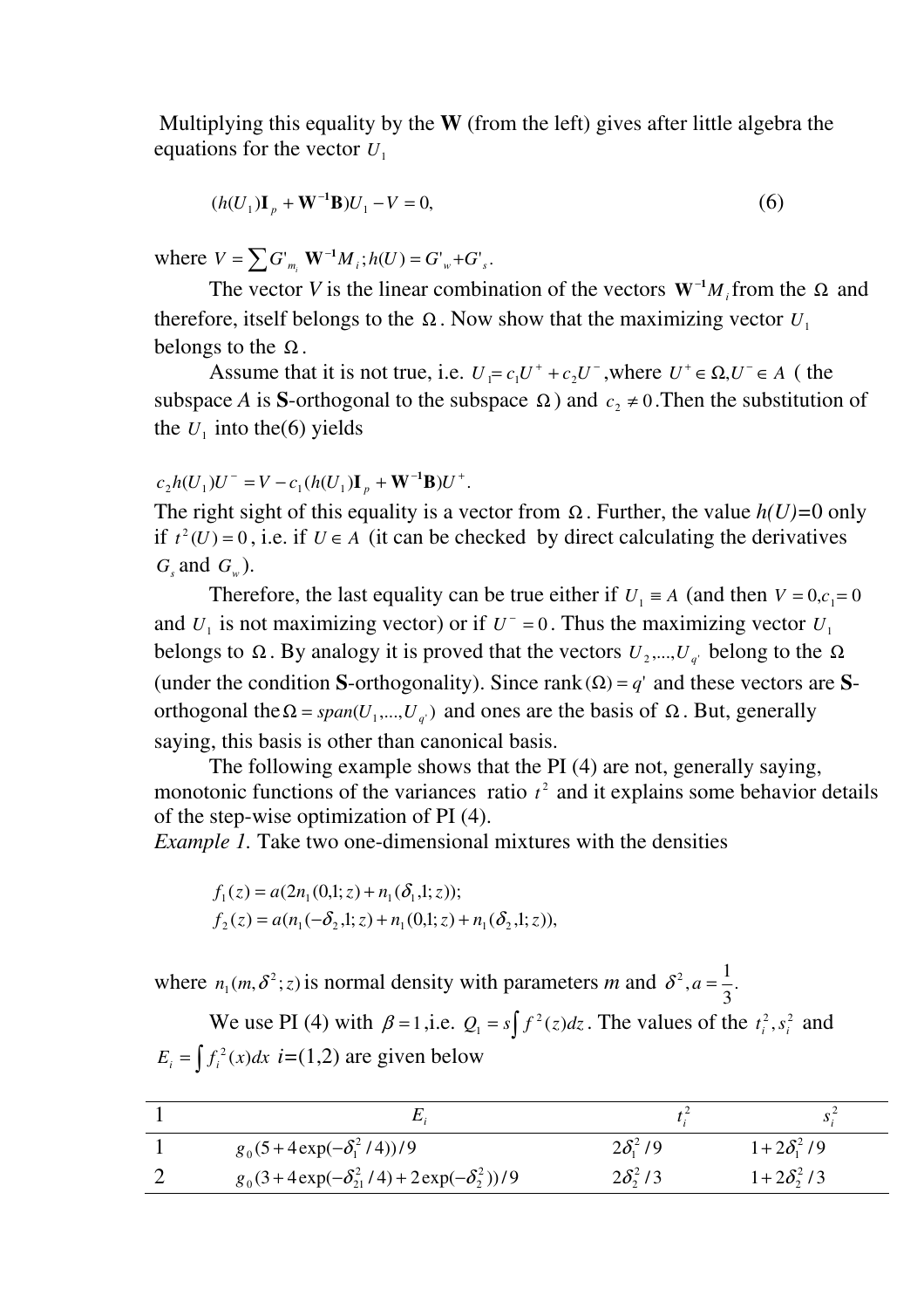Multiplying this equality by the **W** (from the left) gives after little algebra the equations for the vector $U_1$

$$(h(U_1)\mathbf{I}_p + \mathbf{W}^{-1}\mathbf{B})U_1 - V = 0, \tag{6}$$

where $V = \sum G'_{m_i} \mathbf{W}^{-1} M_i ; h(U) = G'_w + G'_s$.

The vector $V$ is the linear combination of the vectors $\mathbf{W}^{-1}M_i$ from the $\Omega$ and therefore, itself belongs to the $\Omega$. Now show that the maximizing vector $U_1$ belongs to the $\Omega$.

Assume that it is not true, i.e. $U_1 = c_1 U^+ + c_2 U^-$, where $U^+ \in \Omega, U^- \in A$ ( the subspace $A$ is **S**-orthogonal to the subspace $\Omega$) and $c_2 \neq 0$. Then the substitution of the $U_1$ into the(6) yields

$$c_2 h(U_1) U^- = V - c_1 (h(U_1)\mathbf{I}_p + \mathbf{W}^{-1}\mathbf{B})U^+ .$$

The right sight of this equality is a vector from $\Omega$. Further, the value $h(U)$=0 only if $t^2(U) = 0$, i.e. if $U \in A$ (it can be checked by direct calculating the derivatives $G_s$ and $G_w$).

Therefore, the last equality can be true either if $U_1 \equiv A$ (and then $V = 0, c_1 = 0$ and $U_1$ is not maximizing vector) or if $U^- = 0$. Thus the maximizing vector $U_1$ belongs to $\Omega$. By analogy it is proved that the vectors $U_2,...,U_{q'}$ belong to the $\Omega$ (under the condition **S**-orthogonality). Since rank$(\Omega) = q'$ and these vectors are **S**-orthogonal the $\Omega = span(U_1,...,U_{q'})$ and ones are the basis of $\Omega$. But, generally saying, this basis is other than canonical basis.

The following example shows that the PI (4) are not, generally saying, monotonic functions of the variances ratio $t^2$ and it explains some behavior details of the step-wise optimization of PI (4).

*Example 1.* Take two one-dimensional mixtures with the densities

$$f_1(z) = a(2n_1(0,1;z) + n_1(\delta_1,1;z));$$
$$f_2(z) = a(n_1(-\delta_2,1;z) + n_1(0,1;z) + n_1(\delta_2,1;z)),$$

where $n_1(m,\delta^2;z)$ is normal density with parameters *m* and $\delta^2, a = \frac{1}{3}$.

We use PI (4) with $\beta = 1$, i.e. $Q_1 = s\int f^2(z)dz$. The values of the $t_i^2, s_i^2$ and $E_i = \int f_i^2(x)dx$ *i*=(1,2) are given below

| 1 | $E_i$ | $t_i^2$ | $s_i^2$ |
|---|---|---|---|
| 1 | $g_0(5 + 4\exp(-\delta_1^2/4))/9$ | $2\delta_1^2/9$ | $1 + 2\delta_1^2/9$ |
| 2 | $g_0(3 + 4\exp(-\delta_{21}^2/4) + 2\exp(-\delta_2^2))/9$ | $2\delta_2^2/3$ | $1 + 2\delta_2^2/3$ |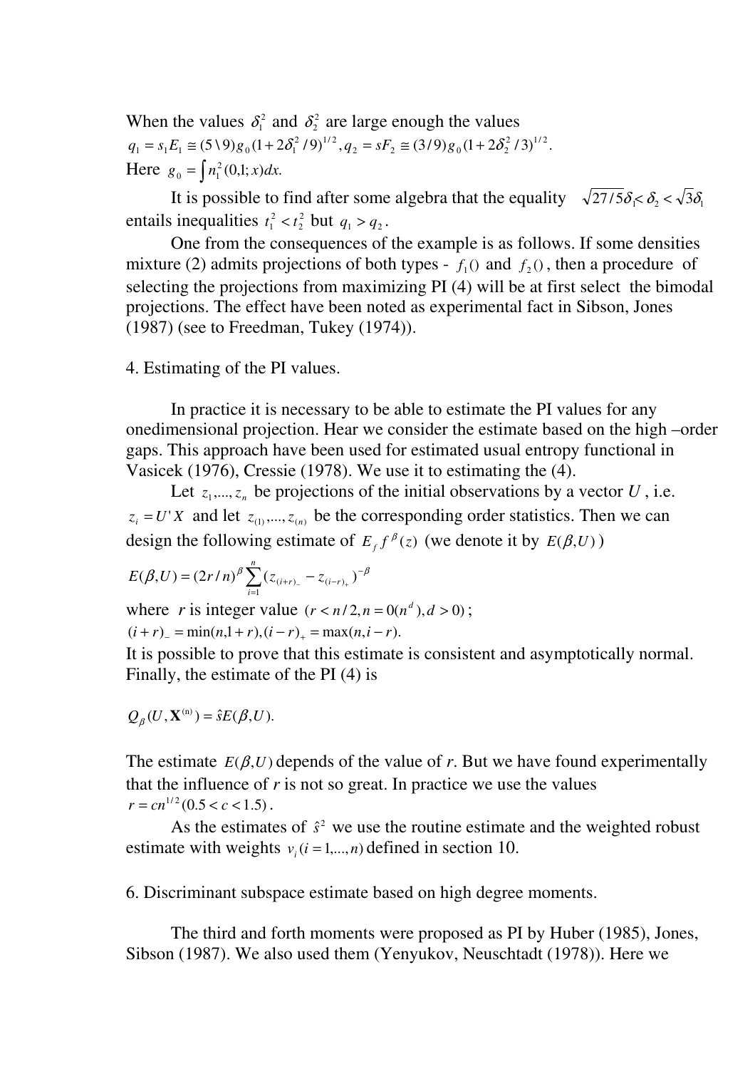When the values $\delta_1^2$ and $\delta_2^2$ are large enough the values
$q_1 = s_1 E_1 \cong (5\backslash 9) g_0 (1 + 2\delta_1^2/9)^{1/2}, q_2 = sF_2 \cong (3/9) g_0 (1 + 2\delta_2^2/3)^{1/2}$.
Here $g_0 = \int n_1^2(0,1;x)dx.$

It is possible to find after some algebra that the equality $\sqrt{27/5}\delta_1 < \delta_2 < \sqrt{3}\delta_1$ entails inequalities $t_1^2 < t_2^2$ but $q_1 > q_2$.

One from the consequences of the example is as follows. If some densities mixture (2) admits projections of both types - $f_1()$ and $f_2()$, then a procedure of selecting the projections from maximizing PI (4) will be at first select the bimodal projections. The effect have been noted as experimental fact in Sibson, Jones (1987) (see to Freedman, Tukey (1974)).

4. Estimating of the PI values.

In practice it is necessary to be able to estimate the PI values for any onedimensional projection. Hear we consider the estimate based on the high –order gaps. This approach have been used for estimated usual entropy functional in Vasicek (1976), Cressie (1978). We use it to estimating the (4).

Let $z_1,...,z_n$ be projections of the initial observations by a vector $U$, i.e. $z_i = U'X$ and let $z_{(1)},...,z_{(n)}$ be the corresponding order statistics. Then we can design the following estimate of $E_f f^{\beta}(z)$ (we denote it by $E(\beta,U)$)

$$E(\beta,U) = (2r/n)^{\beta} \sum_{i=1}^{n} (z_{(i+r)_-} - z_{(i-r)_+})^{-\beta}$$

where $r$ is integer value $(r < n/2, n = 0(n^d), d > 0)$;
$(i+r)_- = \min(n,1+r), (i-r)_+ = \max(n,i-r).$
It is possible to prove that this estimate is consistent and asymptotically normal. Finally, the estimate of the PI (4) is

$$Q_{\beta}(U, \mathbf{X}^{(n)}) = \hat{s}E(\beta,U).$$

The estimate $E(\beta,U)$ depends of the value of $r$. But we have found experimentally that the influence of $r$ is not so great. In practice we use the values $r = cn^{1/2} (0.5 < c < 1.5)$.

As the estimates of $\hat{s}^2$ we use the routine estimate and the weighted robust estimate with weights $v_i (i = 1,...,n)$ defined in section 10.

6. Discriminant subspace estimate based on high degree moments.

The third and forth moments were proposed as PI by Huber (1985), Jones, Sibson (1987). We also used them (Yenyukov, Neuschtadt (1978)). Here we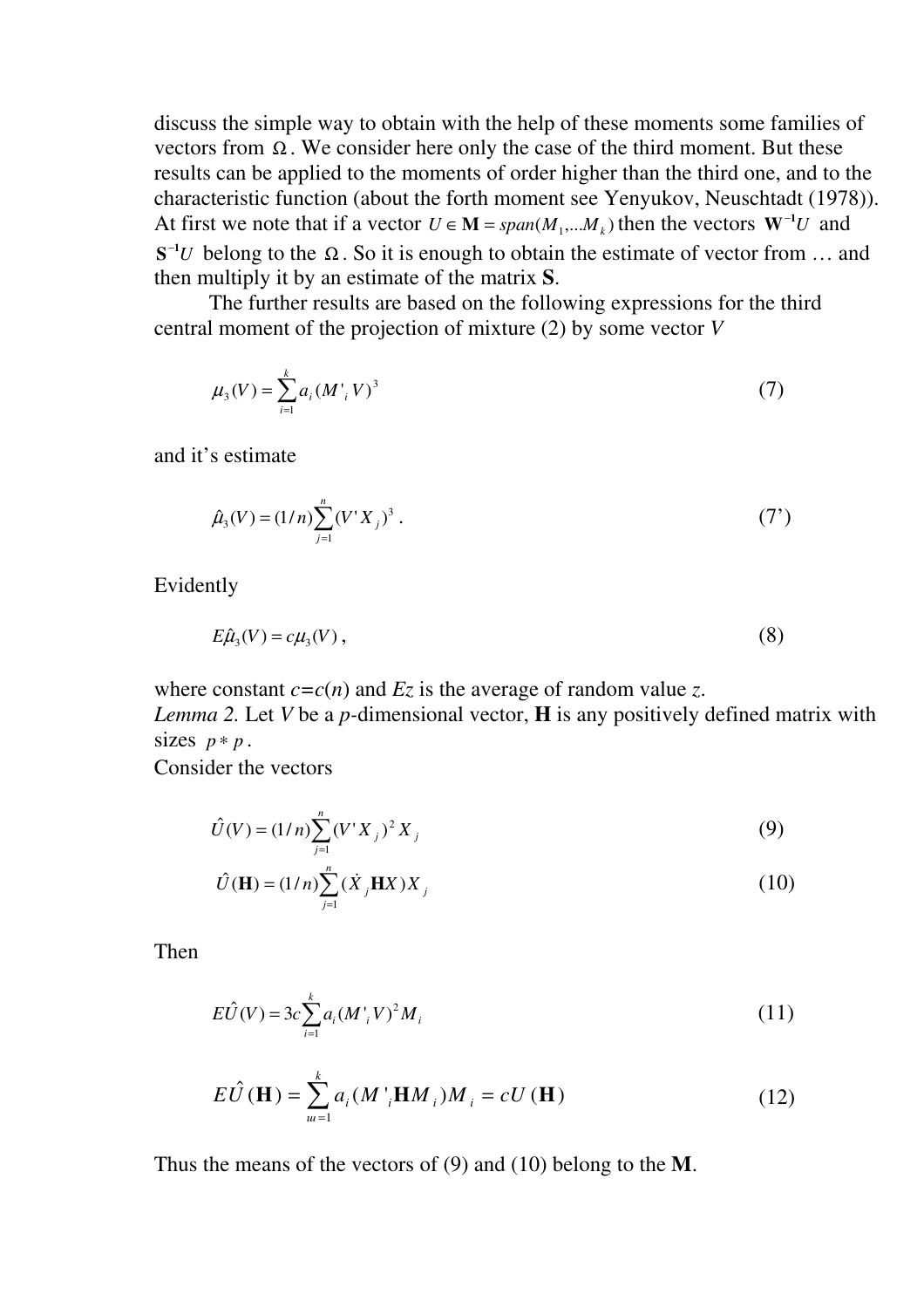discuss the simple way to obtain with the help of these moments some families of vectors from $\Omega$. We consider here only the case of the third moment. But these results can be applied to the moments of order higher than the third one, and to the characteristic function (about the forth moment see Yenyukov, Neuschtadt (1978)). At first we note that if a vector $U \in \mathbf{M} = span(M_1,...M_k)$ then the vectors $\mathbf{W}^{-1}U$ and $\mathbf{S}^{-1}U$ belong to the $\Omega$. So it is enough to obtain the estimate of vector from … and then multiply it by an estimate of the matrix **S**.

The further results are based on the following expressions for the third central moment of the projection of mixture (2) by some vector $V$

$$\mu_3(V) = \sum_{i=1}^{k} a_i (M'_i V)^3 \tag{7}$$

and it's estimate

$$\hat{\mu}_3(V) = (1/n)\sum_{j=1}^{n} (V' X_j)^3 \,. \tag{7'}$$

Evidently

$$E\hat{\mu}_3(V) = c\mu_3(V)\,, \tag{8}$$

where constant $c$=$c(n)$ and $Ez$ is the average of random value $z$.

*Lemma 2.* Let $V$ be a $p$-dimensional vector, **H** is any positively defined matrix with sizes $p * p$.

Consider the vectors

$$\hat{U}(V) = (1/n)\sum_{j=1}^{n} (V' X_j)^2 X_j \tag{9}$$

$$\hat{U}(\mathbf{H}) = (1/n)\sum_{j=1}^{n} (\dot{X}_j \mathbf{H} X) X_j \tag{10}$$

Then

$$E\hat{U}(V) = 3c\sum_{i=1}^{k} a_i (M'_i V)^2 M_i \tag{11}$$

$$E\hat{U}(\mathbf{H}) = \sum_{u=1}^{k} a_i (M'_i \mathbf{H} M_i) M_i = cU(\mathbf{H}) \tag{12}$$

Thus the means of the vectors of (9) and (10) belong to the **M**.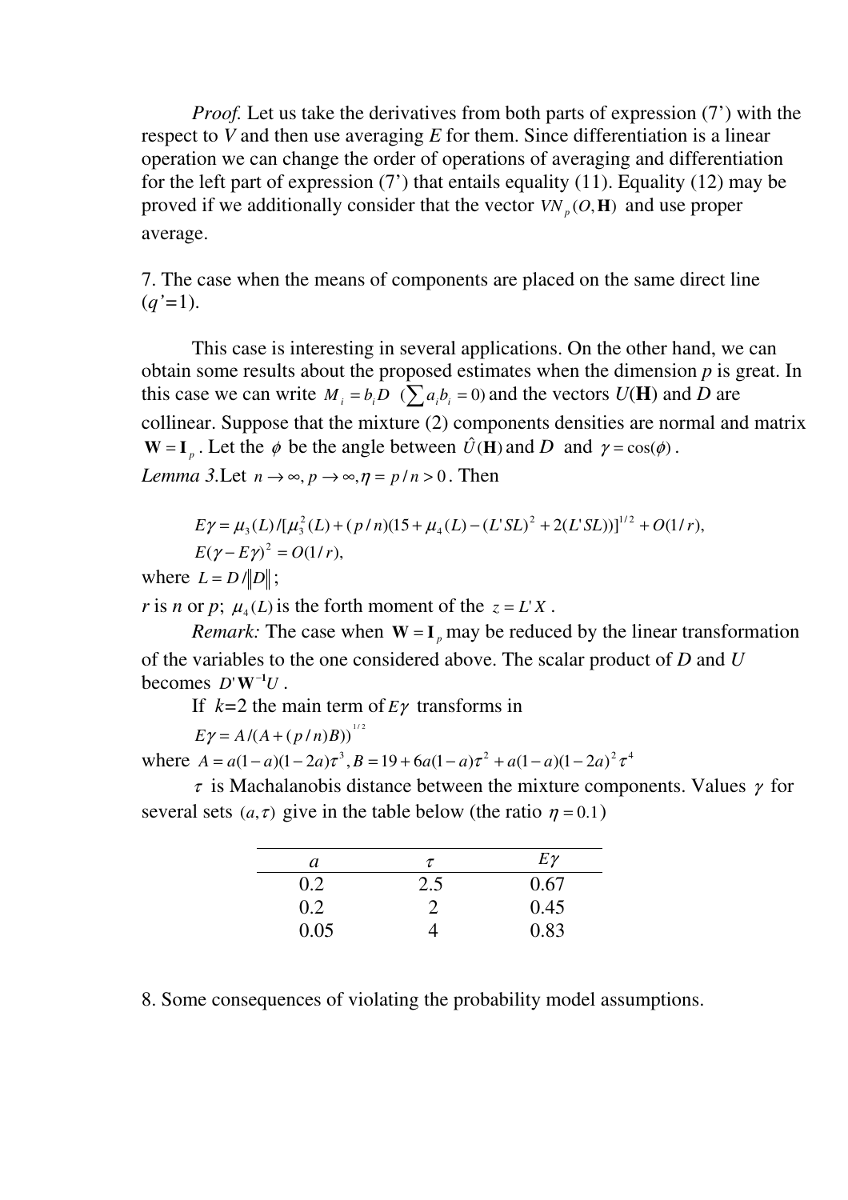*Proof.* Let us take the derivatives from both parts of expression (7’) with the respect to *V* and then use averaging *E* for them. Since differentiation is a linear operation we can change the order of operations of averaging and differentiation for the left part of expression (7’) that entails equality (11). Equality (12) may be proved if we additionally consider that the vector $VN_p(O,\mathbf{H})$ and use proper average.

7. The case when the means of components are placed on the same direct line ($q'$=1).

This case is interesting in several applications. On the other hand, we can obtain some results about the proposed estimates when the dimension *p* is great. In this case we can write $M_i = b_i D$ $(\sum a_i b_i = 0)$ and the vectors $U(\mathbf{H})$ and *D* are collinear. Suppose that the mixture (2) components densities are normal and matrix $\mathbf{W} = \mathbf{I}_p$. Let the $\phi$ be the angle between $\hat{U}(\mathbf{H})$ and $D$ and $\gamma = \cos(\phi)$.

*Lemma 3.* Let $n \to \infty, p \to \infty, \eta = p/n > 0$. Then

$$E\gamma = \mu_3(L)/[\mu_3^2(L) + (p/n)(15 + \mu_4(L) - (L'SL)^2 + 2(L'SL))]^{1/2} + O(1/r),$$
$$E(\gamma - E\gamma)^2 = O(1/r),$$

where $L = D/\|D\|$;

*r* is *n* or *p*; $\mu_4(L)$ is the forth moment of the $z = L'X$.

*Remark:* The case when $\mathbf{W} = \mathbf{I}_p$ may be reduced by the linear transformation of the variables to the one considered above. The scalar product of *D* and *U* becomes $D'\mathbf{W}^{-1}U$.

If $k$=2 the main term of $E\gamma$ transforms in

$$E\gamma = A/(A + (p/n)B))^{1/2}$$

where $A = a(1-a)(1-2a)\tau^3, B = 19 + 6a(1-a)\tau^2 + a(1-a)(1-2a)^2\tau^4$

$\tau$ is Machalanobis distance between the mixture components. Values $\gamma$ for several sets $(a,\tau)$ give in the table below (the ratio $\eta = 0.1$)

| $a$ | $\tau$ | $E\gamma$ |
|---|---|---|
| 0.2 | 2.5 | 0.67 |
| 0.2 | 2 | 0.45 |
| 0.05 | 4 | 0.83 |

8. Some consequences of violating the probability model assumptions.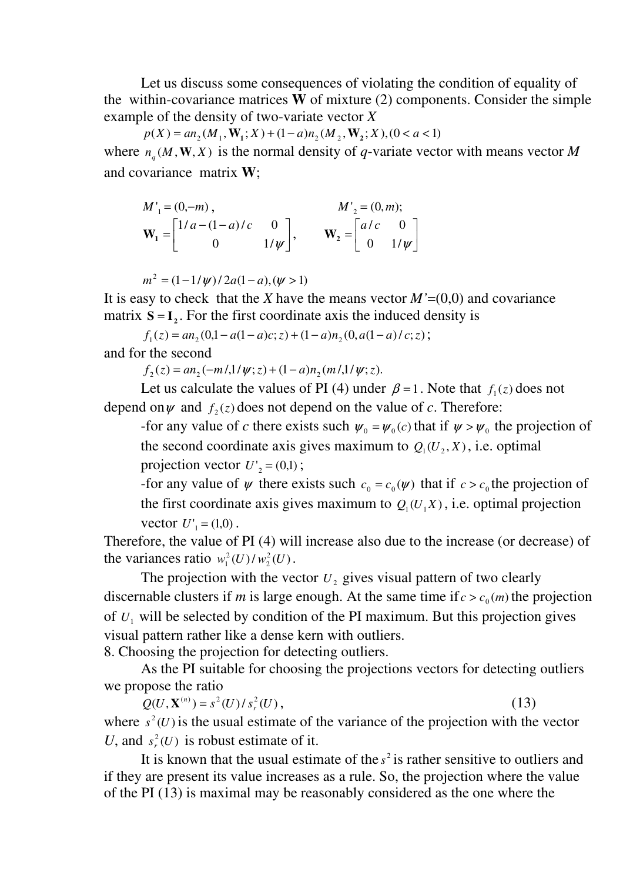Let us discuss some consequences of violating the condition of equality of the within-covariance matrices **W** of mixture (2) components. Consider the simple example of the density of two-variate vector $X$

$$p(X) = an_2(M_1, \mathbf{W_1}; X) + (1-a)n_2(M_2, \mathbf{W_2}; X), (0 < a < 1)$$

where $n_q(M, \mathbf{W}, X)$ is the normal density of $q$-variate vector with means vector $M$ and covariance matrix **W**;

$$M'_1 = (0, -m), \qquad M'_2 = (0, m);$$

$$\mathbf{W_1} = \begin{bmatrix} 1/a - (1-a)/c & 0 \\ 0 & 1/\psi \end{bmatrix}, \qquad \mathbf{W_2} = \begin{bmatrix} a/c & 0 \\ 0 & 1/\psi \end{bmatrix}$$

$$m^2 = (1 - 1/\psi)/2a(1-a), (\psi > 1)$$

It is easy to check that the $X$ have the means vector $M'$=(0,0) and covariance matrix $\mathbf{S} = \mathbf{I_2}$. For the first coordinate axis the induced density is

$$f_1(z) = an_2(0, 1 - a(1-a)c; z) + (1-a)n_2(0, a(1-a)/c; z);$$

and for the second

$$f_2(z) = an_2(-m, 1/\psi; z) + (1-a)n_2(m, 1/\psi; z).$$

Let us calculate the values of PI (4) under $\beta = 1$. Note that $f_1(z)$ does not depend on $\psi$ and $f_2(z)$ does not depend on the value of $c$. Therefore:

- for any value of $c$ there exists such $\psi_0 = \psi_0(c)$ that if $\psi > \psi_0$ the projection of the second coordinate axis gives maximum to $Q_1(U_2, X)$, i.e. optimal projection vector $U'_2 = (0,1)$;
- for any value of $\psi$ there exists such $c_0 = c_0(\psi)$ that if $c > c_0$ the projection of the first coordinate axis gives maximum to $Q_1(U_1 X)$, i.e. optimal projection vector $U'_1 = (1,0)$.

Therefore, the value of PI (4) will increase also due to the increase (or decrease) of the variances ratio $w_1^2(U)/w_2^2(U)$.

The projection with the vector $U_2$ gives visual pattern of two clearly discernable clusters if $m$ is large enough. At the same time if $c > c_0(m)$ the projection of $U_1$ will be selected by condition of the PI maximum. But this projection gives visual pattern rather like a dense kern with outliers.

8. Choosing the projection for detecting outliers.

As the PI suitable for choosing the projections vectors for detecting outliers we propose the ratio

$$Q(U, \mathbf{X}^{(n)}) = s^2(U)/s_r^2(U), \qquad (13)$$

where $s^2(U)$ is the usual estimate of the variance of the projection with the vector $U$, and $s_r^2(U)$ is robust estimate of it.

It is known that the usual estimate of the $s^2$ is rather sensitive to outliers and if they are present its value increases as a rule. So, the projection where the value of the PI (13) is maximal may be reasonably considered as the one where the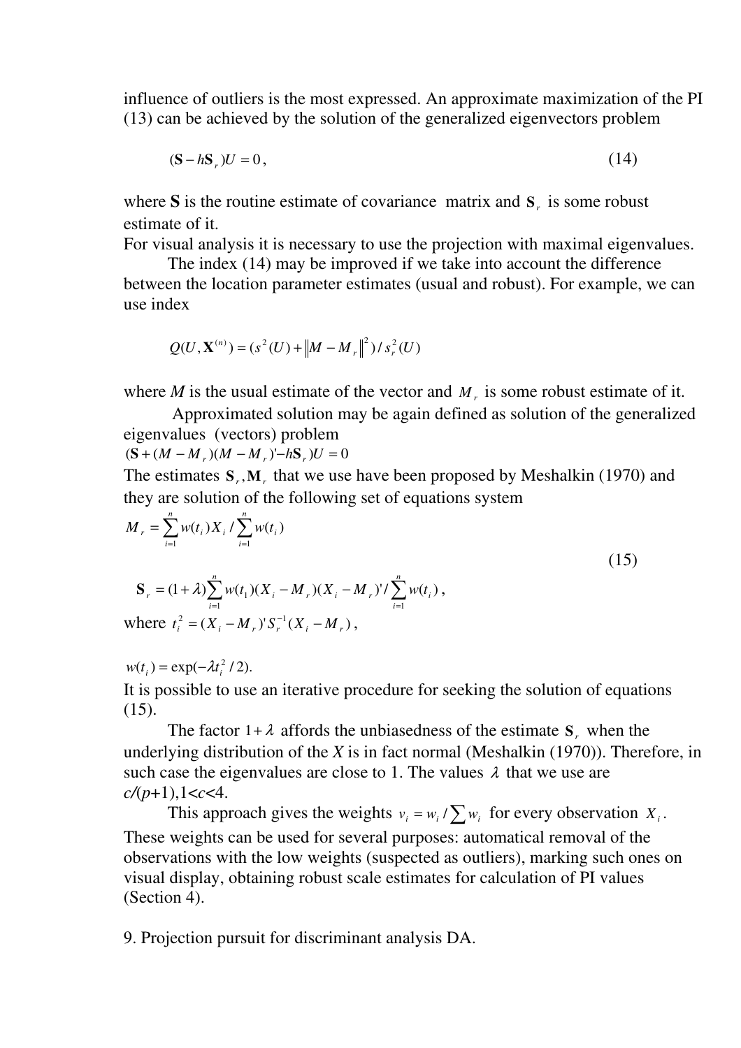influence of outliers is the most expressed. An approximate maximization of the PI (13) can be achieved by the solution of the generalized eigenvectors problem

$$(\mathbf{S} - h\mathbf{S}_r)U = 0, \tag{14}$$

where **S** is the routine estimate of covariance matrix and $\mathbf{S}_r$ is some robust estimate of it.

For visual analysis it is necessary to use the projection with maximal eigenvalues.

The index (14) may be improved if we take into account the difference between the location parameter estimates (usual and robust). For example, we can use index

$$Q(U, \mathbf{X}^{(n)}) = (s^2(U) + \|M - M_r\|^2) / s_r^2(U)$$

where $M$ is the usual estimate of the vector and $M_r$ is some robust estimate of it.

Approximated solution may be again defined as solution of the generalized eigenvalues (vectors) problem

$$(\mathbf{S} + (M - M_r)(M - M_r)' - h\mathbf{S}_r)U = 0$$

The estimates $\mathbf{S}_r, \mathbf{M}_r$ that we use have been proposed by Meshalkin (1970) and they are solution of the following set of equations system

$$M_r = \sum_{i=1}^{n} w(t_i) X_i / \sum_{i=1}^{n} w(t_i)$$

$$\mathbf{S}_r = (1+\lambda) \sum_{i=1}^{n} w(t_1)(X_i - M_r)(X_i - M_r)' / \sum_{i=1}^{n} w(t_i), \tag{15}$$

where $t_i^2 = (X_i - M_r)' S_r^{-1} (X_i - M_r)$,

$w(t_i) = \exp(-\lambda t_i^2 / 2)$.

It is possible to use an iterative procedure for seeking the solution of equations (15).

The factor $1+\lambda$ affords the unbiasedness of the estimate $\mathbf{S}_r$ when the underlying distribution of the $X$ is in fact normal (Meshalkin (1970)). Therefore, in such case the eigenvalues are close to 1. The values $\lambda$ that we use are $c/(p+1), 1<c<4$.

This approach gives the weights $v_i = w_i / \sum w_i$ for every observation $X_i$. These weights can be used for several purposes: automatical removal of the observations with the low weights (suspected as outliers), marking such ones on visual display, obtaining robust scale estimates for calculation of PI values (Section 4).

## 9. Projection pursuit for discriminant analysis DA.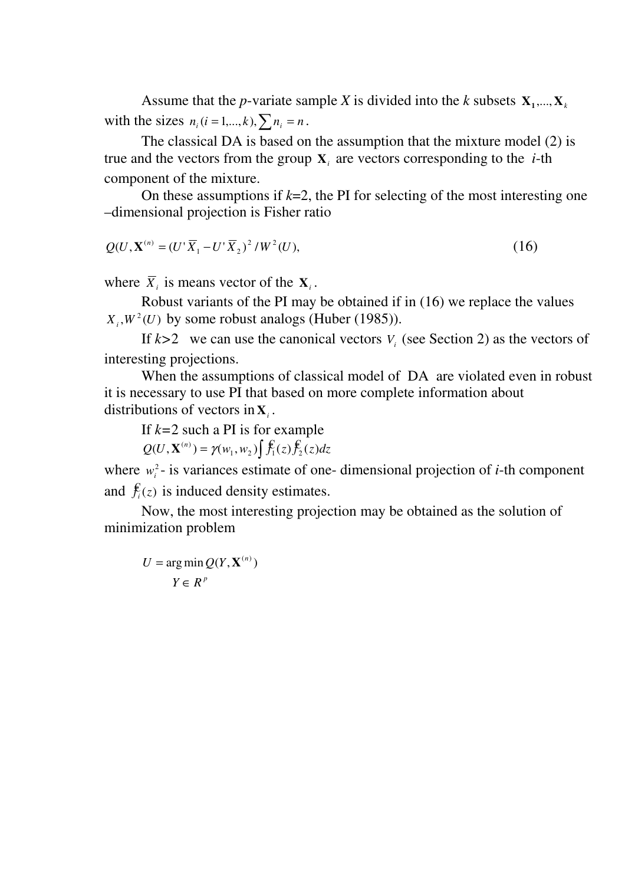Assume that the $p$-variate sample $X$ is divided into the $k$ subsets $\mathbf{X_1},...,\mathbf{X}_k$ with the sizes $n_i\,(i=1,...,k), \sum n_i = n$.

The classical DA is based on the assumption that the mixture model (2) is true and the vectors from the group $\mathbf{X}_i$ are vectors corresponding to the $i$-th component of the mixture.

On these assumptions if $k$=2, the PI for selecting of the most interesting one –dimensional projection is Fisher ratio

$$Q(U,\mathbf{X}^{(n)} = (U'\overline{X}_1 - U'\overline{X}_2)^2 / W^2(U), \tag{16}$$

where $\overline{X}_i$ is means vector of the $\mathbf{X}_i$.

Robust variants of the PI may be obtained if in (16) we replace the values $X_i, W^2(U)$ by some robust analogs (Huber (1985)).

If $k$>2 we can use the canonical vectors $V_i$ (see Section 2) as the vectors of interesting projections.

When the assumptions of classical model of DA are violated even in robust it is necessary to use PI that based on more complete information about distributions of vectors in $\mathbf{X}_i$.

If $k$=2 such a PI is for example

$$Q(U,\mathbf{X}^{(n)}) = \gamma(w_1, w_2)\int \hat{f}_1(z)\hat{f}_2(z)dz$$

where $w_i^2$- is variances estimate of one- dimensional projection of $i$-th component and $\hat{f}_i(z)$ is induced density estimates.

Now, the most interesting projection may be obtained as the solution of minimization problem

$$U = \underset{Y \in R^p}{\arg\min}\, Q(Y,\mathbf{X}^{(n)})$$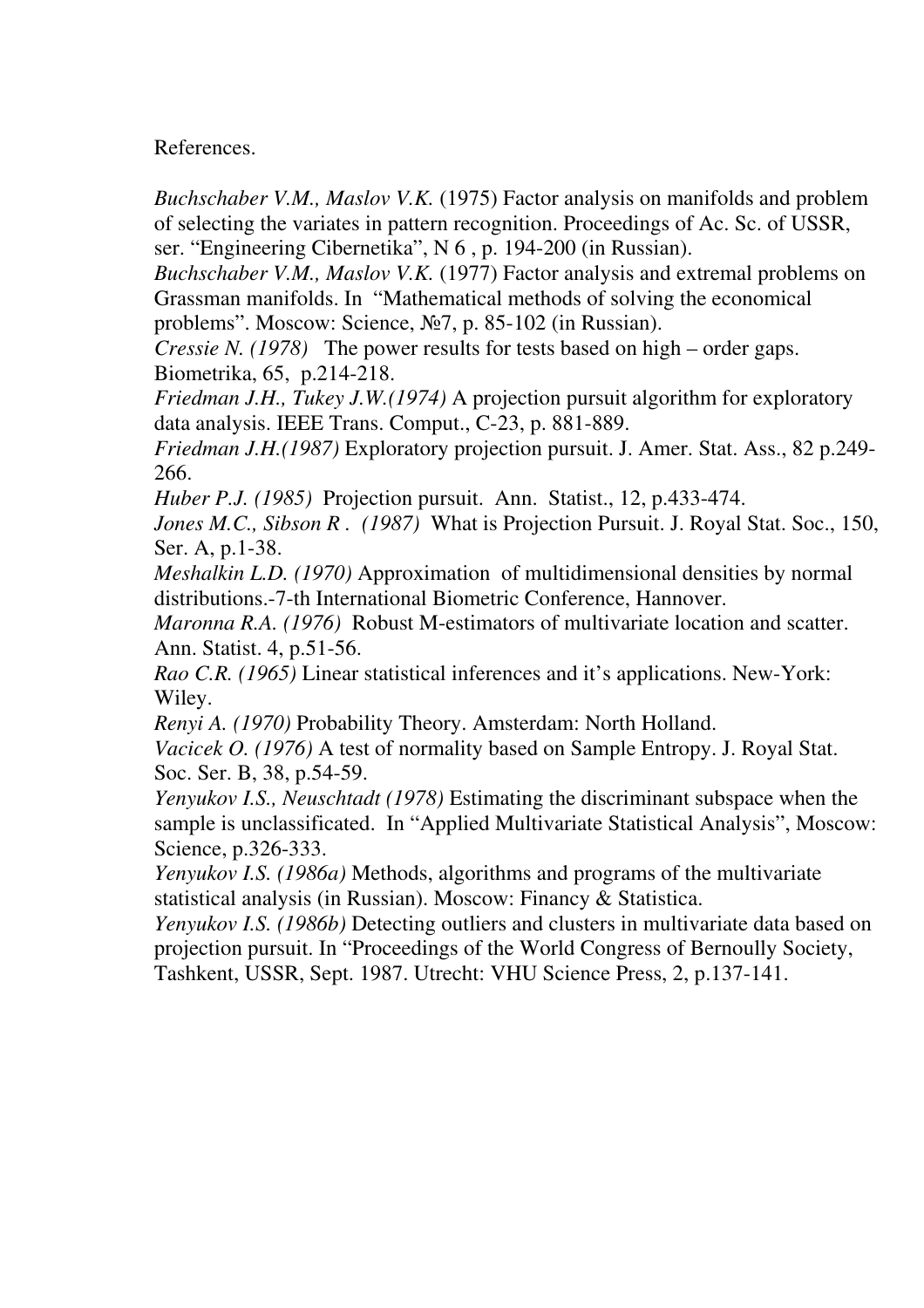References.

*Buchschaber V.M., Maslov V.K.* (1975) Factor analysis on manifolds and problem of selecting the variates in pattern recognition. Proceedings of Ac. Sc. of USSR, ser. "Engineering Cibernetika", N 6 , p. 194-200 (in Russian).

*Buchschaber V.M., Maslov V.K.* (1977) Factor analysis and extremal problems on Grassman manifolds. In "Mathematical methods of solving the economical problems". Moscow: Science, №7, p. 85-102 (in Russian).

*Cressie N. (1978)* The power results for tests based on high – order gaps. Biometrika, 65, p.214-218.

*Friedman J.H., Tukey J.W.(1974)* A projection pursuit algorithm for exploratory data analysis. IEEE Trans. Comput., C-23, p. 881-889.

*Friedman J.H.(1987)* Exploratory projection pursuit. J. Amer. Stat. Ass., 82 p.249-266.

*Huber P.J. (1985)* Projection pursuit. Ann. Statist., 12, p.433-474.

*Jones M.C., Sibson R . (1987)* What is Projection Pursuit. J. Royal Stat. Soc., 150, Ser. A, p.1-38.

*Meshalkin L.D. (1970)* Approximation of multidimensional densities by normal distributions.-7-th International Biometric Conference, Hannover.

*Maronna R.A. (1976)* Robust M-estimators of multivariate location and scatter. Ann. Statist. 4, p.51-56.

*Rao C.R. (1965)* Linear statistical inferences and it's applications. New-York: Wiley.

*Renyi A. (1970)* Probability Theory. Amsterdam: North Holland.

*Vacicek O. (1976)* A test of normality based on Sample Entropy. J. Royal Stat. Soc. Ser. B, 38, p.54-59.

*Yenyukov I.S., Neuschtadt (1978)* Estimating the discriminant subspace when the sample is unclassificated. In "Applied Multivariate Statistical Analysis", Moscow: Science, p.326-333.

*Yenyukov I.S. (1986a)* Methods, algorithms and programs of the multivariate statistical analysis (in Russian). Moscow: Financy & Statistica.

*Yenyukov I.S. (1986b)* Detecting outliers and clusters in multivariate data based on projection pursuit. In "Proceedings of the World Congress of Bernoully Society, Tashkent, USSR, Sept. 1987. Utrecht: VHU Science Press, 2, p.137-141.